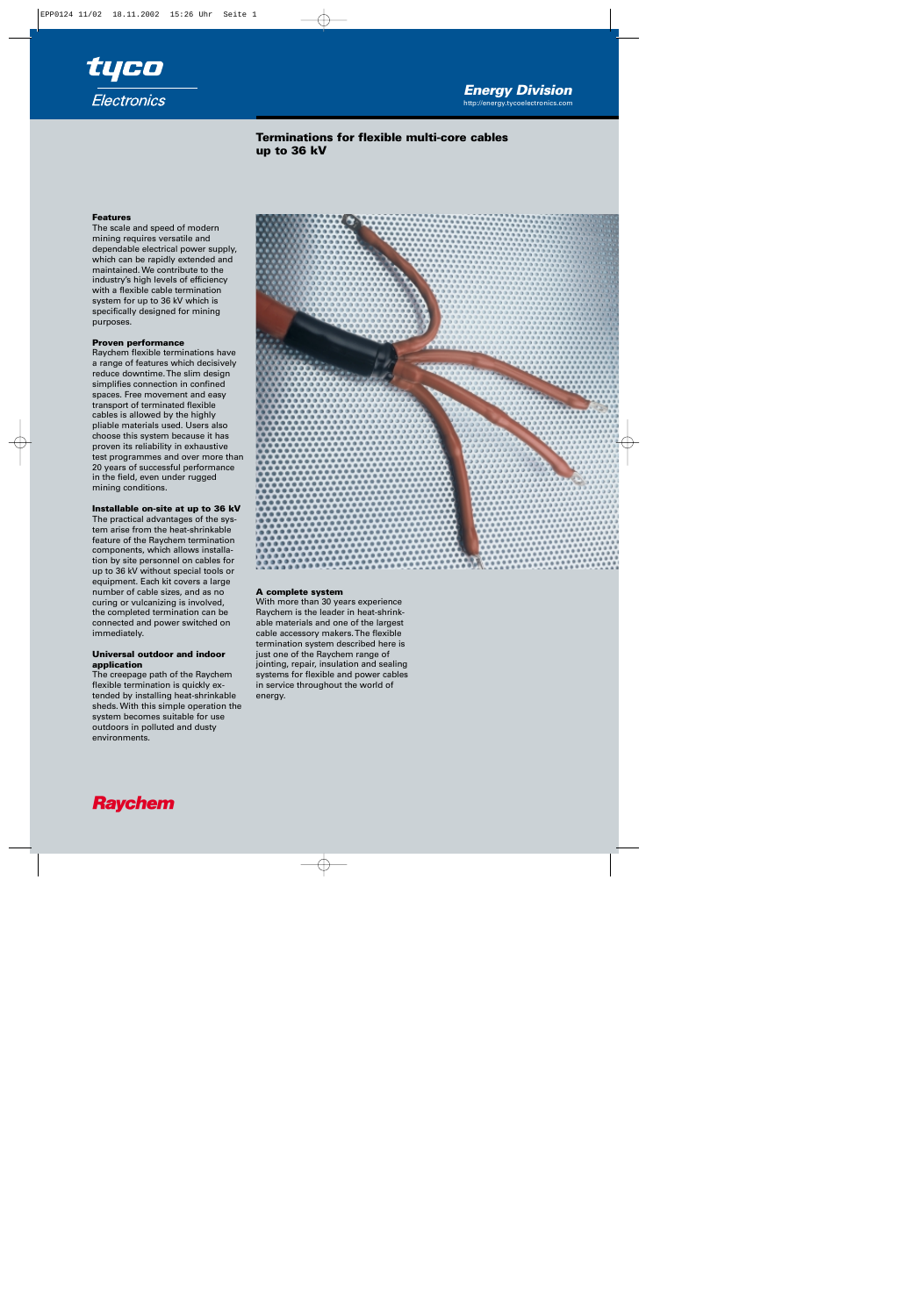tyco Electronics

**Energy Division**
http://energy.tycoelectronics.com

# Terminations for flexible multi-core cables up to 36 kV

### Features

The scale and speed of modern mining requires versatile and dependable electrical power supply, which can be rapidly extended and maintained. We contribute to the industry's high levels of efficiency with a flexible cable termination system for up to 36 kV which is specifically designed for mining purposes.

### Proven performance

Raychem flexible terminations have a range of features which decisively reduce downtime. The slim design simplifies connection in confined spaces. Free movement and easy transport of terminated flexible cables is allowed by the highly pliable materials used. Users also choose this system because it has proven its reliability in exhaustive test programmes and over more than 20 years of successful performance in the field, even under rugged mining conditions.

### Installable on-site at up to 36 kV

The practical advantages of the system arise from the heat-shrinkable feature of the Raychem termination components, which allows installation by site personnel on cables for up to 36 kV without special tools or equipment. Each kit covers a large number of cable sizes, and as no curing or vulcanizing is involved, the completed termination can be connected and power switched on immediately.

### Universal outdoor and indoor application

The creepage path of the Raychem flexible termination is quickly extended by installing heat-shrinkable sheds. With this simple operation the system becomes suitable for use outdoors in polluted and dusty environments.

### A complete system

With more than 30 years experience Raychem is the leader in heat-shrinkable materials and one of the largest cable accessory makers. The flexible termination system described here is just one of the Raychem range of jointing, repair, insulation and sealing systems for flexible and power cables in service throughout the world of energy.

Raychem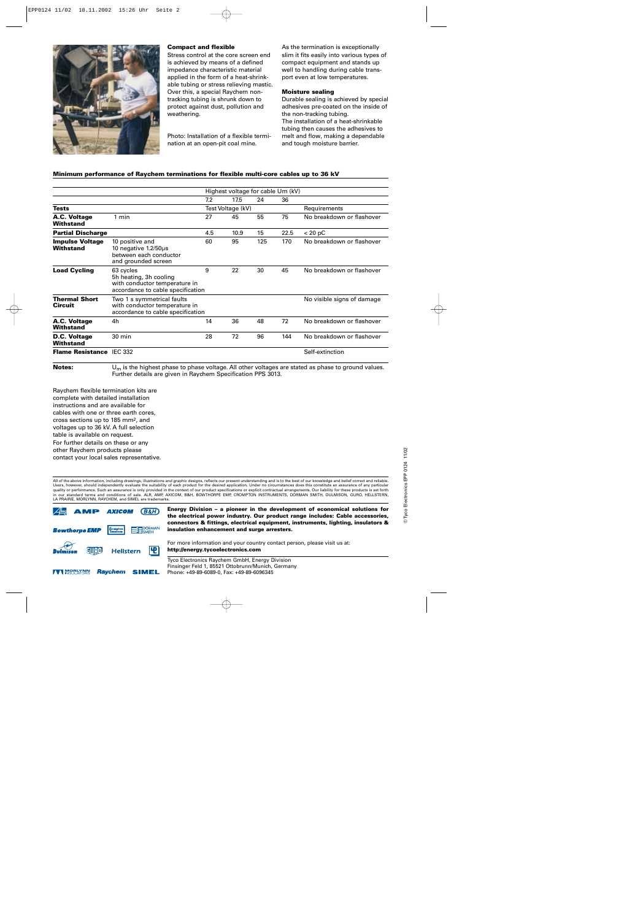### Compact and flexible

Stress control at the core screen end is achieved by means of a defined impedance characteristic material applied in the form of a heat-shrinkable tubing or stress relieving mastic. Over this, a special Raychem non-tracking tubing is shrunk down to protect against dust, pollution and weathering.

Photo: Installation of a flexible termination at an open-pit coal mine.

As the termination is exceptionally slim it fits easily into various types of compact equipment and stands up well to handling during cable transport even at low temperatures.

### Moisture sealing

Durable sealing is achieved by special adhesives pre-coated on the inside of the non-tracking tubing.
The installation of a heat-shrinkable tubing then causes the adhesives to melt and flow, making a dependable and tough moisture barrier.

### Minimum performance of Raychem terminations for flexible multi-core cables up to 36 kV

| | | Highest voltage for cable Um (kV) | | | | |
|---|---|---|---|---|---|---|
| | | 7.2 | 17.5 | 24 | 36 | |
| **Tests** | | Test Voltage (kV) | | | | Requirements |
| **A.C. Voltage Withstand** | 1 min | 27 | 45 | 55 | 75 | No breakdown or flashover |
| **Partial Discharge** | | 4.5 | 10.9 | 15 | 22.5 | < 20 pC |
| **Impulse Voltage Withstand** | 10 positive and 10 negative 1.2/50µs between each conductor and grounded screen | 60 | 95 | 125 | 170 | No breakdown or flashover |
| **Load Cycling** | 63 cycles 5h heating, 3h cooling with conductor temperature in accordance to cable specification | 9 | 22 | 30 | 45 | No breakdown or flashover |
| **Thermal Short Circuit** | Two 1 s symmetrical faults with conductor temperature in accordance to cable specification | | | | | No visible signs of damage |
| **A.C. Voltage Withstand** | 4h | 14 | 36 | 48 | 72 | No breakdown or flashover |
| **D.C. Voltage Withstand** | 30 min | 28 | 72 | 96 | 144 | No breakdown or flashover |
| **Flame Resistance** | IEC 332 | | | | | Self-extinction |

**Notes:** $U_m$ is the highest phase to phase voltage. All other voltages are stated as phase to ground values. Further details are given in Raychem Specification PPS 3013.

Raychem flexible termination kits are complete with detailed installation instructions and are available for cables with one or three earth cores, cross sections up to 185 mm², and voltages up to 36 kV. A full selection table is available on request.
For further details on these or any other Raychem products please contact your local sales representative.

All of the above information, including drawings, illustrations and graphic designs, reflects our present understanding and is to the best of our knowledge and belief correct and reliable. Users, however, should independently evaluate the suitability of each product for the desired application. Under no circumstances does this constitute an assurance of any particular quality or performance. Such an assurance is only provided in the context of our product specifications or explicit contractual arrangements. Our liability for these products is set forth in our standard terms and conditions of sale. ALR, AMP, AXICOM, B&H, BOWTHORPE EMP, CROMPTON INSTRUMENTS, DORMAN SMITH, DULMISON, GURO, HELLSTERN, LA PRAIRIE, MORLYNN, RAYCHEM, and SIMEL are trademarks.

**Energy Division – a pioneer in the development of economical solutions for the electrical power industry. Our product range includes: Cable accessories, connectors & fittings, electrical equipment, instruments, lighting, insulators & insulation enhancement and surge arresters.**

For more information and your country contact person, please visit us at:
**http://energy.tycoelectronics.com**

Tyco Electronics Raychem GmbH, Energy Division
Finsinger Feld 1, 85521 Ottobrunn/Munich, Germany
Phone: +49-89-6089-0, Fax: +49-89-6096345

© Tyco Electronics EPP 0124 11/02